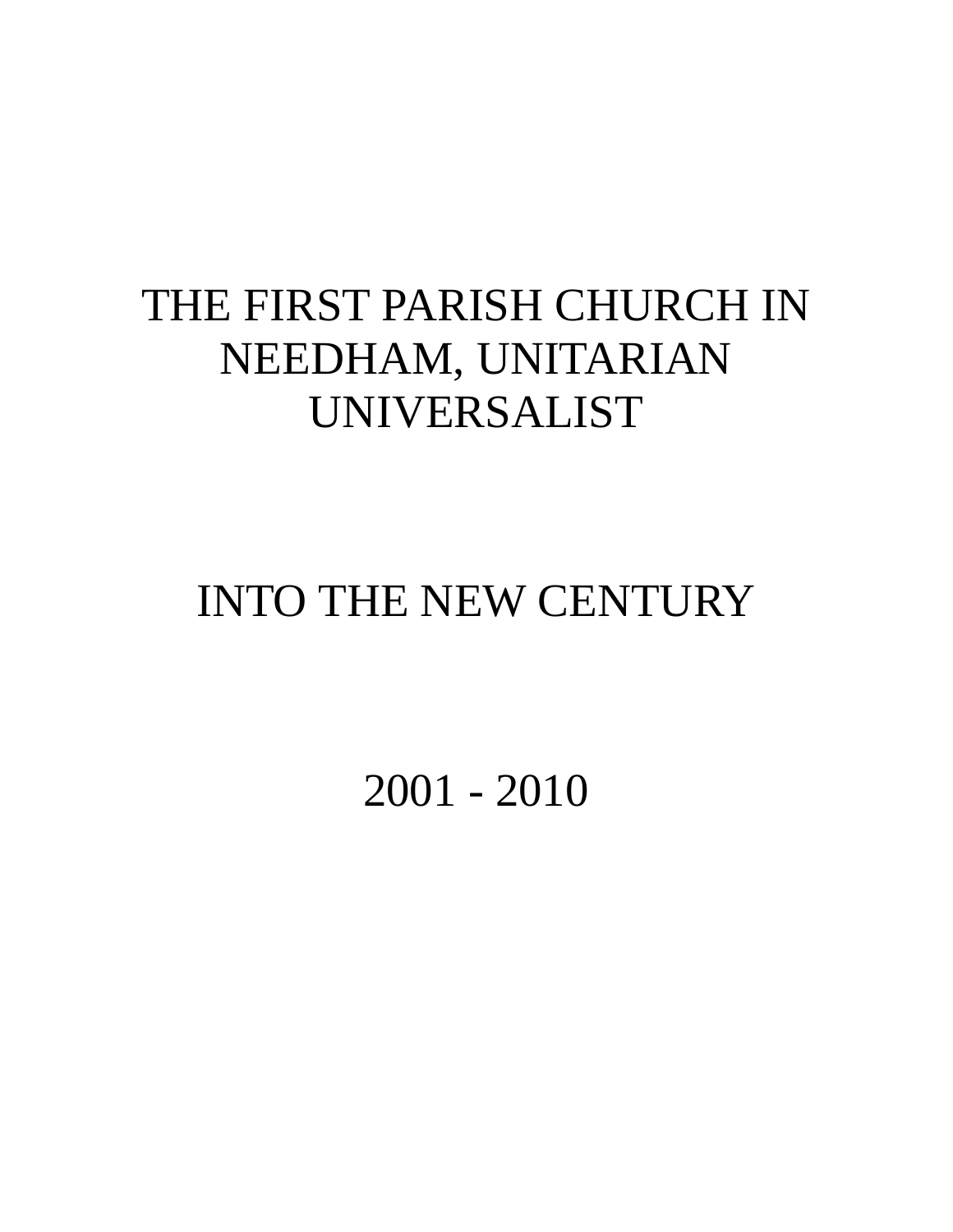# THE FIRST PARISH CHURCH IN NEEDHAM, UNITARIAN UNIVERSALIST

## INTO THE NEW CENTURY

## 2001 - 2010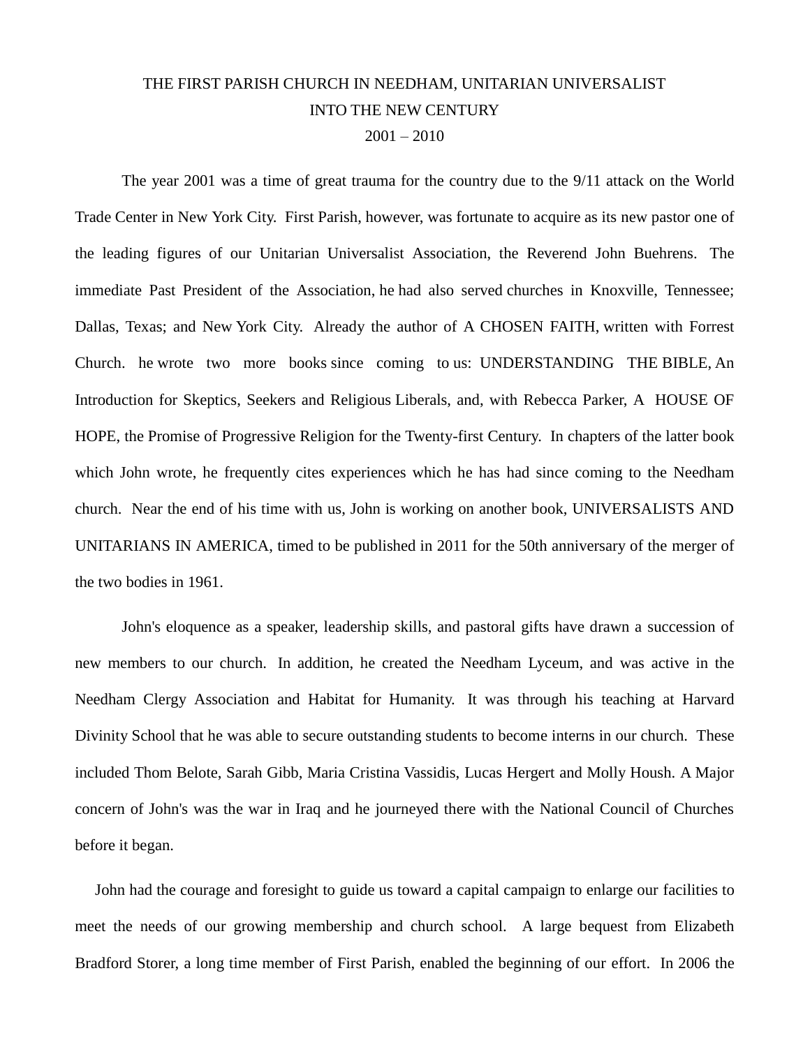THE FIRST PARISH CHURCH IN NEEDHAM, UNITARIAN UNIVERSALIST
INTO THE NEW CENTURY
2001 – 2010

The year 2001 was a time of great trauma for the country due to the 9/11 attack on the World Trade Center in New York City. First Parish, however, was fortunate to acquire as its new pastor one of the leading figures of our Unitarian Universalist Association, the Reverend John Buehrens. The immediate Past President of the Association, he had also served churches in Knoxville, Tennessee; Dallas, Texas; and New York City. Already the author of A CHOSEN FAITH, written with Forrest Church. he wrote two more books since coming to us: UNDERSTANDING THE BIBLE, An Introduction for Skeptics, Seekers and Religious Liberals, and, with Rebecca Parker, A HOUSE OF HOPE, the Promise of Progressive Religion for the Twenty-first Century. In chapters of the latter book which John wrote, he frequently cites experiences which he has had since coming to the Needham church. Near the end of his time with us, John is working on another book, UNIVERSALISTS AND UNITARIANS IN AMERICA, timed to be published in 2011 for the 50th anniversary of the merger of the two bodies in 1961.

John's eloquence as a speaker, leadership skills, and pastoral gifts have drawn a succession of new members to our church. In addition, he created the Needham Lyceum, and was active in the Needham Clergy Association and Habitat for Humanity. It was through his teaching at Harvard Divinity School that he was able to secure outstanding students to become interns in our church. These included Thom Belote, Sarah Gibb, Maria Cristina Vassidis, Lucas Hergert and Molly Housh. A Major concern of John's was the war in Iraq and he journeyed there with the National Council of Churches before it began.

John had the courage and foresight to guide us toward a capital campaign to enlarge our facilities to meet the needs of our growing membership and church school. A large bequest from Elizabeth Bradford Storer, a long time member of First Parish, enabled the beginning of our effort. In 2006 the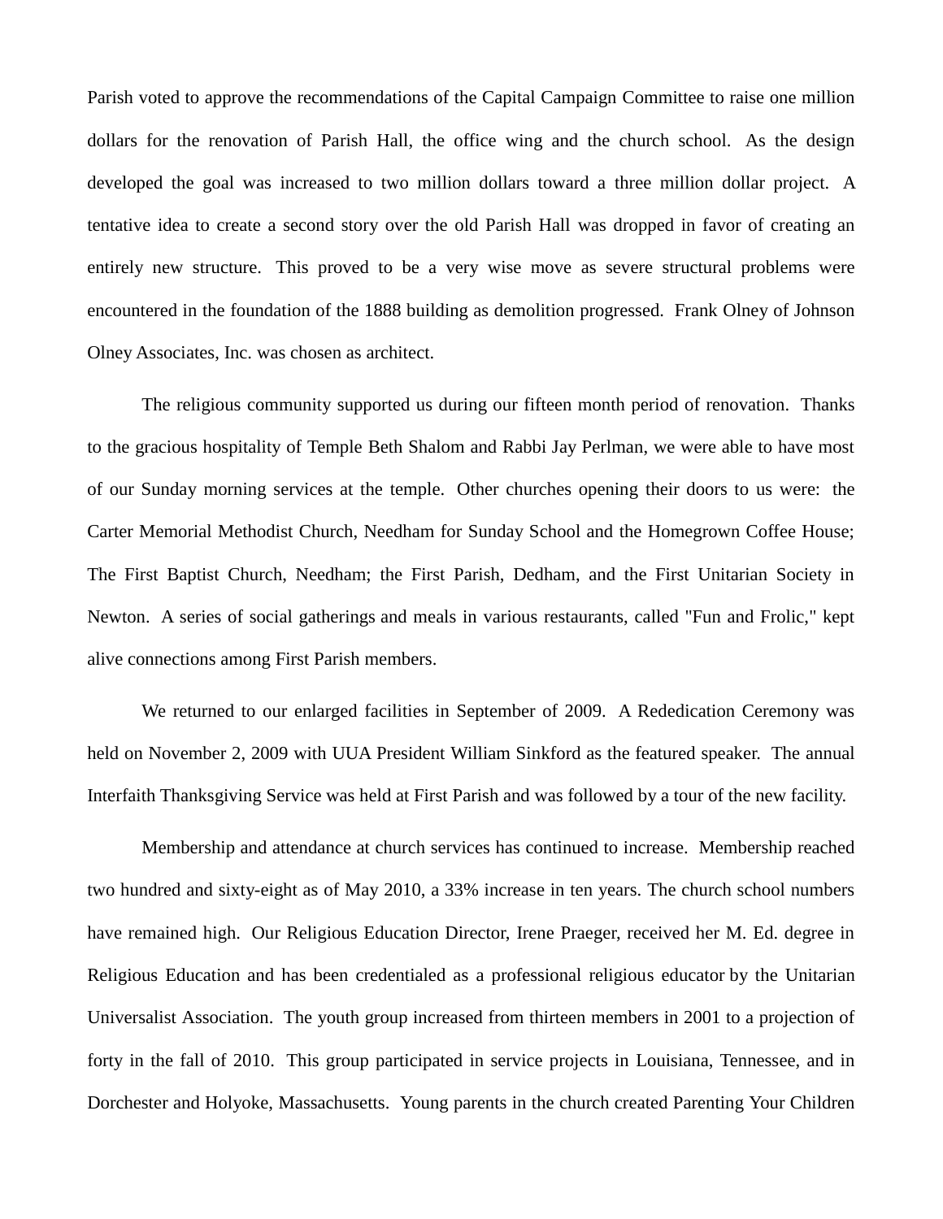Parish voted to approve the recommendations of the Capital Campaign Committee to raise one million dollars for the renovation of Parish Hall, the office wing and the church school. As the design developed the goal was increased to two million dollars toward a three million dollar project. A tentative idea to create a second story over the old Parish Hall was dropped in favor of creating an entirely new structure. This proved to be a very wise move as severe structural problems were encountered in the foundation of the 1888 building as demolition progressed. Frank Olney of Johnson Olney Associates, Inc. was chosen as architect.

The religious community supported us during our fifteen month period of renovation. Thanks to the gracious hospitality of Temple Beth Shalom and Rabbi Jay Perlman, we were able to have most of our Sunday morning services at the temple. Other churches opening their doors to us were: the Carter Memorial Methodist Church, Needham for Sunday School and the Homegrown Coffee House; The First Baptist Church, Needham; the First Parish, Dedham, and the First Unitarian Society in Newton. A series of social gatherings and meals in various restaurants, called "Fun and Frolic," kept alive connections among First Parish members.

We returned to our enlarged facilities in September of 2009. A Rededication Ceremony was held on November 2, 2009 with UUA President William Sinkford as the featured speaker. The annual Interfaith Thanksgiving Service was held at First Parish and was followed by a tour of the new facility.

Membership and attendance at church services has continued to increase. Membership reached two hundred and sixty-eight as of May 2010, a 33% increase in ten years. The church school numbers have remained high. Our Religious Education Director, Irene Praeger, received her M. Ed. degree in Religious Education and has been credentialed as a professional religious educator by the Unitarian Universalist Association. The youth group increased from thirteen members in 2001 to a projection of forty in the fall of 2010. This group participated in service projects in Louisiana, Tennessee, and in Dorchester and Holyoke, Massachusetts. Young parents in the church created Parenting Your Children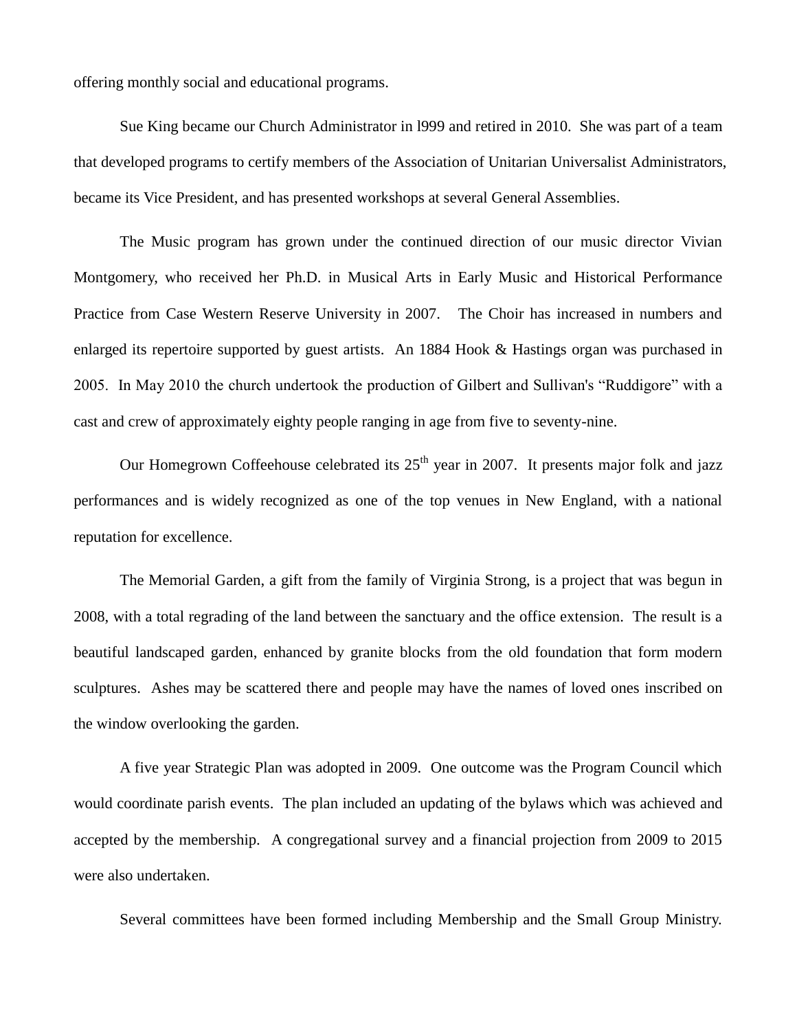offering monthly social and educational programs.

Sue King became our Church Administrator in l999 and retired in 2010. She was part of a team that developed programs to certify members of the Association of Unitarian Universalist Administrators, became its Vice President, and has presented workshops at several General Assemblies.

The Music program has grown under the continued direction of our music director Vivian Montgomery, who received her Ph.D. in Musical Arts in Early Music and Historical Performance Practice from Case Western Reserve University in 2007. The Choir has increased in numbers and enlarged its repertoire supported by guest artists. An 1884 Hook & Hastings organ was purchased in 2005. In May 2010 the church undertook the production of Gilbert and Sullivan's "Ruddigore" with a cast and crew of approximately eighty people ranging in age from five to seventy-nine.

Our Homegrown Coffeehouse celebrated its 25th year in 2007. It presents major folk and jazz performances and is widely recognized as one of the top venues in New England, with a national reputation for excellence.

The Memorial Garden, a gift from the family of Virginia Strong, is a project that was begun in 2008, with a total regrading of the land between the sanctuary and the office extension. The result is a beautiful landscaped garden, enhanced by granite blocks from the old foundation that form modern sculptures. Ashes may be scattered there and people may have the names of loved ones inscribed on the window overlooking the garden.

A five year Strategic Plan was adopted in 2009. One outcome was the Program Council which would coordinate parish events. The plan included an updating of the bylaws which was achieved and accepted by the membership. A congregational survey and a financial projection from 2009 to 2015 were also undertaken.

Several committees have been formed including Membership and the Small Group Ministry.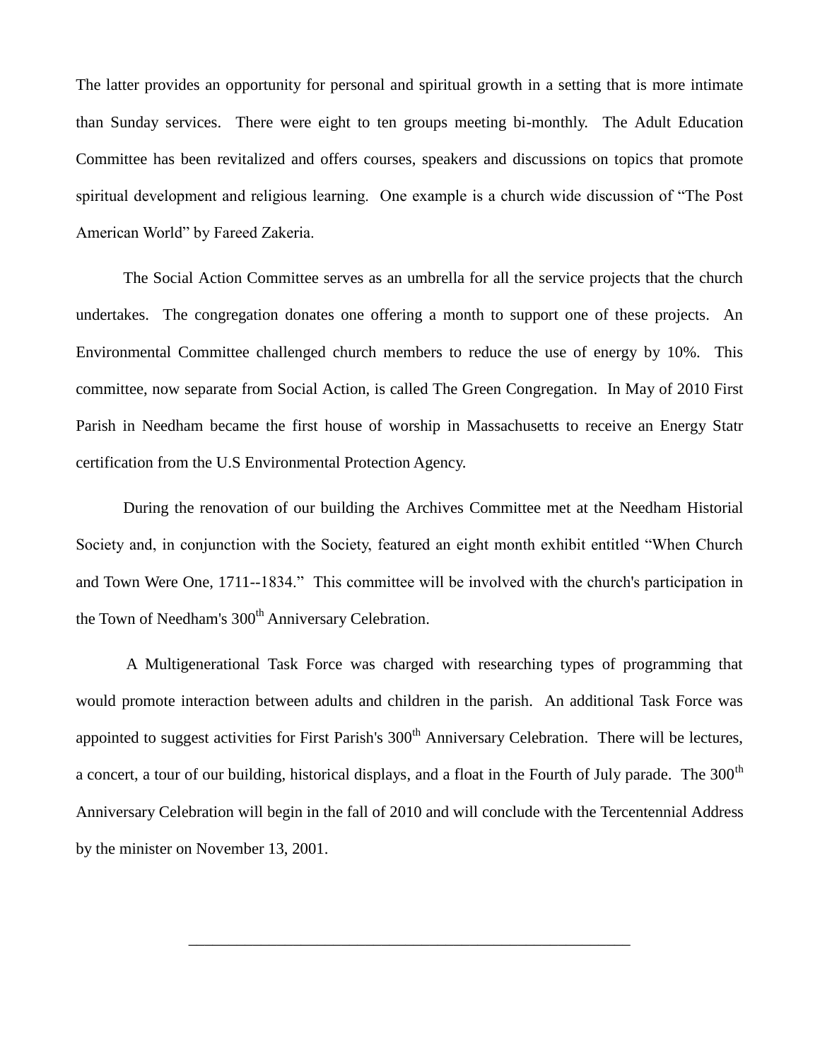The latter provides an opportunity for personal and spiritual growth in a setting that is more intimate than Sunday services. There were eight to ten groups meeting bi-monthly. The Adult Education Committee has been revitalized and offers courses, speakers and discussions on topics that promote spiritual development and religious learning. One example is a church wide discussion of "The Post American World" by Fareed Zakeria.

The Social Action Committee serves as an umbrella for all the service projects that the church undertakes. The congregation donates one offering a month to support one of these projects. An Environmental Committee challenged church members to reduce the use of energy by 10%. This committee, now separate from Social Action, is called The Green Congregation. In May of 2010 First Parish in Needham became the first house of worship in Massachusetts to receive an Energy Statr certification from the U.S Environmental Protection Agency.

During the renovation of our building the Archives Committee met at the Needham Historial Society and, in conjunction with the Society, featured an eight month exhibit entitled "When Church and Town Were One, 1711--1834." This committee will be involved with the church's participation in the Town of Needham's 300th Anniversary Celebration.

A Multigenerational Task Force was charged with researching types of programming that would promote interaction between adults and children in the parish. An additional Task Force was appointed to suggest activities for First Parish's 300th Anniversary Celebration. There will be lectures, a concert, a tour of our building, historical displays, and a float in the Fourth of July parade. The 300th Anniversary Celebration will begin in the fall of 2010 and will conclude with the Tercentennial Address by the minister on November 13, 2001.

---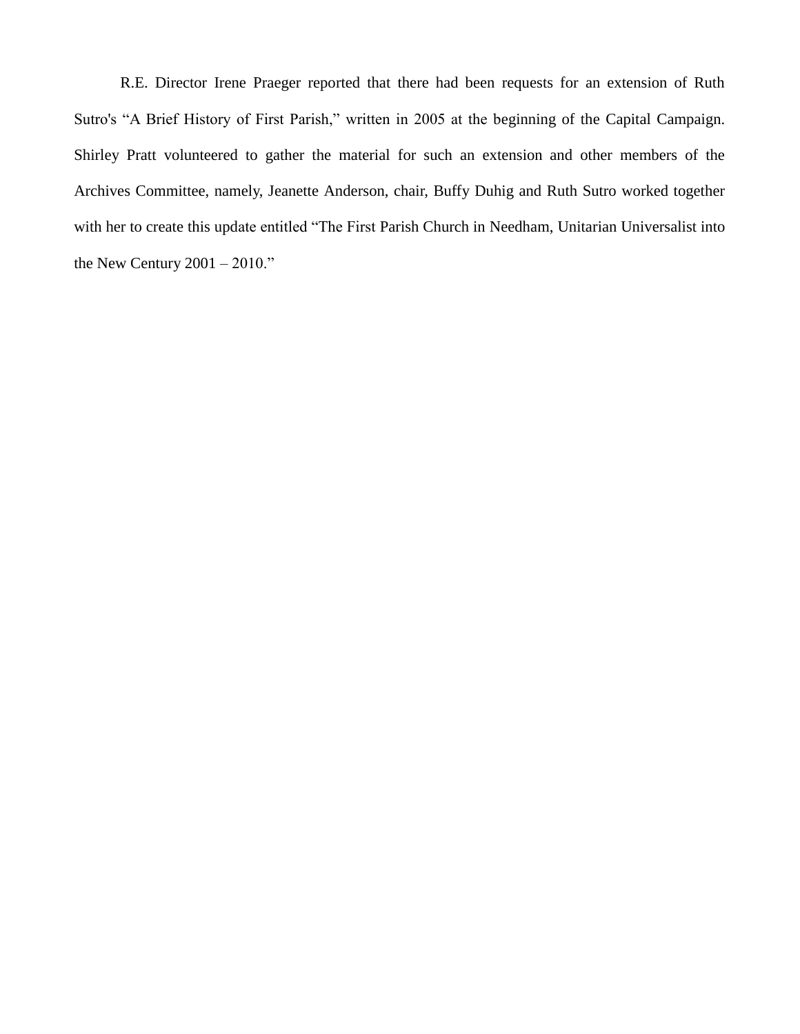R.E. Director Irene Praeger reported that there had been requests for an extension of Ruth Sutro's "A Brief History of First Parish," written in 2005 at the beginning of the Capital Campaign. Shirley Pratt volunteered to gather the material for such an extension and other members of the Archives Committee, namely, Jeanette Anderson, chair, Buffy Duhig and Ruth Sutro worked together with her to create this update entitled "The First Parish Church in Needham, Unitarian Universalist into the New Century 2001 – 2010."